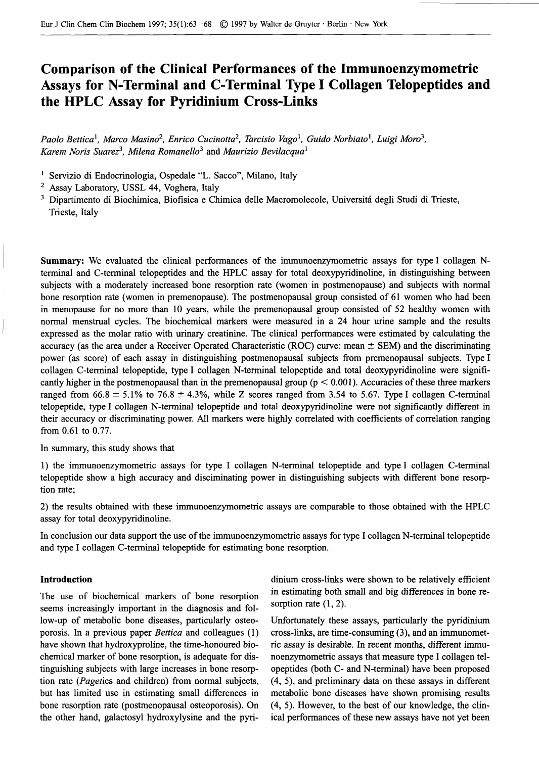# Comparison of the Clinical Performances of the Immunoenzymometric Assays for N-Terminal and C-Terminal Type I Collagen Telopeptides and the HPLC Assay for Pyridinium Cross-Links

*Paolo Bettica*[1], *Marco Masino*[2], *Enrico Cucinotta*[2], *Tarcisio Vago*[1], *Guido Norbiato*[1], *Luigi Moro*[3], *Karem Noris Suarez*[3], *Milena Romanello*[3] and *Maurizio Bevilacqua*[1]

[1] Servizio di Endocrinologia, Ospedale "L. Sacco", Milano, Italy

[2] Assay Laboratory, USSL 44, Voghera, Italy

[3] Dipartimento di Biochimica, Biofisica e Chimica delle Macromolecole, Universitá degli Studi di Trieste, Trieste, Italy

**Summary:** We evaluated the clinical performances of the immunoenzymometric assays for type I collagen N-terminal and C-terminal telopeptides and the HPLC assay for total deoxypyridinoline, in distinguishing between subjects with a moderately increased bone resorption rate (women in postmenopause) and subjects with normal bone resorption rate (women in premenopause). The postmenopausal group consisted of 61 women who had been in menopause for no more than 10 years, while the premenopausal group consisted of 52 healthy women with normal menstrual cycles. The biochemical markers were measured in a 24 hour urine sample and the results expressed as the molar ratio with urinary creatinine. The clinical performances were estimated by calculating the accuracy (as the area under a Receiver Operated Characteristic (ROC) curve: mean ± SEM) and the discriminating power (as score) of each assay in distinguishing postmenopausal subjects from premenopausal subjects. Type I collagen C-terminal telopeptide, type I collagen N-terminal telopeptide and total deoxypyridinoline were significantly higher in the postmenopausal than in the premenopausal group ($p < 0.001$). Accuracies of these three markers ranged from 66.8 ± 5.1% to 76.8 ± 4.3%, while Z scores ranged from 3.54 to 5.67. Type I collagen C-terminal telopeptide, type I collagen N-terminal telopeptide and total deoxypyridinoline were not significantly different in their accuracy or discriminating power. All markers were highly correlated with coefficients of correlation ranging from 0.61 to 0.77.

In summary, this study shows that

1) the immunoenzymometric assays for type I collagen N-terminal telopeptide and type I collagen C-terminal telopeptide show a high accuracy and disciminating power in distinguishing subjects with different bone resorption rate;

2) the results obtained with these immunoenzymometric assays are comparable to those obtained with the HPLC assay for total deoxypyridinoline.

In conclusion our data support the use of the immunoenzymometric assays for type I collagen N-terminal telopeptide and type I collagen C-terminal telopeptide for estimating bone resorption.

## Introduction

The use of biochemical markers of bone resorption seems increasingly important in the diagnosis and follow-up of metabolic bone diseases, particularly osteoporosis. In a previous paper *Bettica* and colleagues (1) have shown that hydroxyproline, the time-honoured biochemical marker of bone resorption, is adequate for distinguishing subjects with large increases in bone resorption rate (*Paget*ics and children) from normal subjects, but has limited use in estimating small differences in bone resorption rate (postmenopausal osteoporosis). On the other hand, galactosyl hydroxylysine and the pyridinium cross-links were shown to be relatively efficient in estimating both small and big differences in bone resorption rate (1, 2).

Unfortunately these assays, particularly the pyridinium cross-links, are time-consuming (3), and an immunometric assay is desirable. In recent months, different immunoenzymometric assays that measure type I collagen telopeptides (both C- and N-terminal) have been proposed (4, 5), and preliminary data on these assays in different metabolic bone diseases have shown promising results (4, 5). However, to the best of our knowledge, the clinical performances of these new assays have not yet been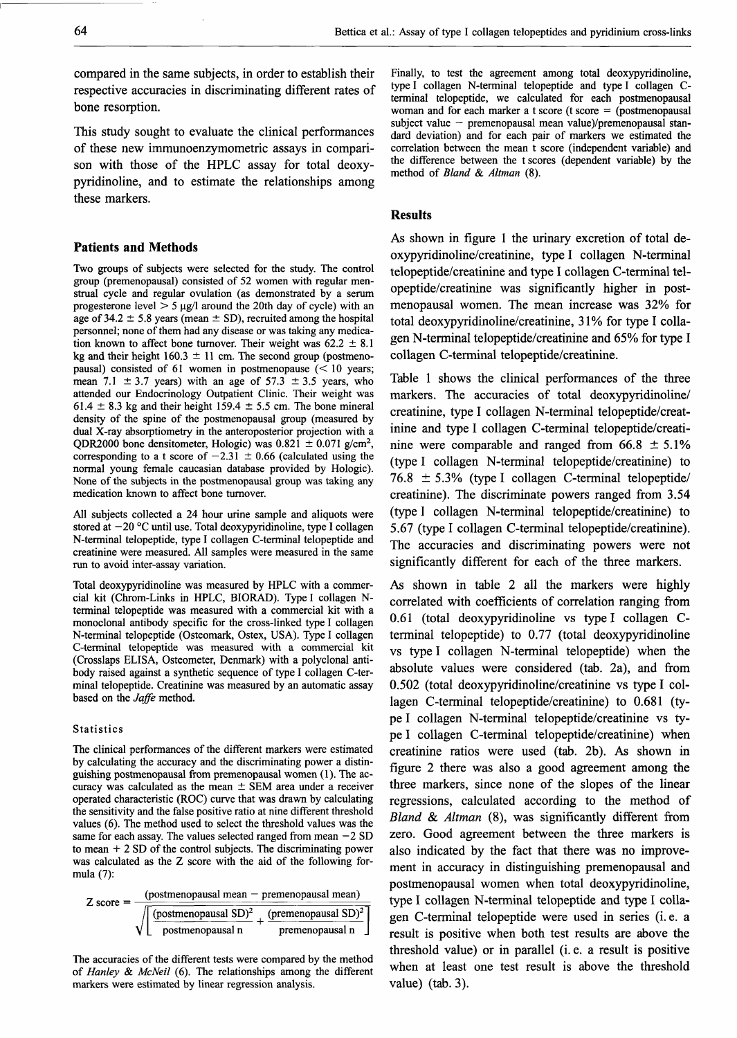compared in the same subjects, in order to establish their respective accuracies in discriminating different rates of bone resorption.

This study sought to evaluate the clinical performances of these new immunoenzymometric assays in comparison with those of the HPLC assay for total deoxypyridinoline, and to estimate the relationships among these markers.

## Patients and Methods

Two groups of subjects were selected for the study. The control group (premenopausal) consisted of 52 women with regular menstrual cycle and regular ovulation (as demonstrated by a serum progesterone level > 5 µg/l around the 20th day of cycle) with an age of 34.2 ± 5.8 years (mean ± SD), recruited among the hospital personnel; none of them had any disease or was taking any medication known to affect bone turnover. Their weight was 62.2 ± 8.1 kg and their height 160.3 ± 11 cm. The second group (postmenopausal) consisted of 61 women in postmenopause (< 10 years; mean 7.1 ± 3.7 years) with an age of 57.3 ± 3.5 years, who attended our Endocrinology Outpatient Clinic. Their weight was 61.4 ± 8.3 kg and their height 159.4 ± 5.5 cm. The bone mineral density of the spine of the postmenopausal group (measured by dual X-ray absorptiometry in the anteroposterior projection with a QDR2000 bone densitometer, Hologic) was 0.821 ± 0.071 g/cm², corresponding to a t score of −2.31 ± 0.66 (calculated using the normal young female caucasian database provided by Hologic). None of the subjects in the postmenopausal group was taking any medication known to affect bone turnover.

All subjects collected a 24 hour urine sample and aliquots were stored at −20 °C until use. Total deoxypyridinoline, type I collagen N-terminal telopeptide, type I collagen C-terminal telopeptide and creatinine were measured. All samples were measured in the same run to avoid inter-assay variation.

Total deoxypyridinoline was measured by HPLC with a commercial kit (Chrom-Links in HPLC, BIORAD). Type I collagen N-terminal telopeptide was measured with a commercial kit with a monoclonal antibody specific for the cross-linked type I collagen N-terminal telopeptide (Osteomark, Ostex, USA). Type I collagen C-terminal telopeptide was measured with a commercial kit (Crosslaps ELISA, Osteometer, Denmark) with a polyclonal antibody raised against a synthetic sequence of type I collagen C-terminal telopeptide. Creatinine was measured by an automatic assay based on the *Jaffe* method.

### Statistics

The clinical performances of the different markers were estimated by calculating the accuracy and the discriminating power a distinguishing postmenopausal from premenopausal women (1). The accuracy was calculated as the mean ± SEM area under a receiver operated characteristic (ROC) curve that was drawn by calculating the sensitivity and the false positive ratio at nine different threshold values (6). The method used to select the threshold values was the same for each assay. The values selected ranged from mean −2 SD to mean + 2 SD of the control subjects. The discriminating power was calculated as the Z score with the aid of the following formula (7):

$$\text{Z score} = \frac{(\text{postmenopausal mean} - \text{premenopausal mean})}{\sqrt{\left[\frac{(\text{postmenopausal SD})^2}{\text{postmenopausal n}} + \frac{(\text{premenopausal SD})^2}{\text{premenopausal n}}\right]}}$$

The accuracies of the different tests were compared by the method of *Hanley & McNeil* (6). The relationships among the different markers were estimated by linear regression analysis.

Finally, to test the agreement among total deoxypyridinoline, type I collagen N-terminal telopeptide and type I collagen C-terminal telopeptide, we calculated for each postmenopausal woman and for each marker a t score (t score = (postmenopausal subject value − premenopausal mean value)/premenopausal standard deviation) and for each pair of markers we estimated the correlation between the mean t score (independent variable) and the difference between the t scores (dependent variable) by the method of *Bland & Altman* (8).

## Results

As shown in figure 1 the urinary excretion of total deoxypyridinoline/creatinine, type I collagen N-terminal telopeptide/creatinine and type I collagen C-terminal telopeptide/creatinine was significantly higher in postmenopausal women. The mean increase was 32% for total deoxypyridinoline/creatinine, 31% for type I collagen N-terminal telopeptide/creatinine and 65% for type I collagen C-terminal telopeptide/creatinine.

Table 1 shows the clinical performances of the three markers. The accuracies of total deoxypyridinoline/creatinine, type I collagen N-terminal telopeptide/creatinine and type I collagen C-terminal telopeptide/creatinine were comparable and ranged from 66.8 ± 5.1% (type I collagen N-terminal telopeptide/creatinine) to 76.8 ± 5.3% (type I collagen C-terminal telopeptide/creatinine). The discriminate powers ranged from 3.54 (type I collagen N-terminal telopeptide/creatinine) to 5.67 (type I collagen C-terminal telopeptide/creatinine). The accuracies and discriminating powers were not significantly different for each of the three markers.

As shown in table 2 all the markers were highly correlated with coefficients of correlation ranging from 0.61 (total deoxypyridinoline vs type I collagen C-terminal telopeptide) to 0.77 (total deoxypyridinoline vs type I collagen N-terminal telopeptide) when the absolute values were considered (tab. 2a), and from 0.502 (total deoxypyridinoline/creatinine vs type I collagen C-terminal telopeptide/creatinine) to 0.681 (type I collagen N-terminal telopeptide/creatinine vs type I collagen C-terminal telopeptide/creatinine) when creatinine ratios were used (tab. 2b). As shown in figure 2 there was also a good agreement among the three markers, since none of the slopes of the linear regressions, calculated according to the method of *Bland & Altman* (8), was significantly different from zero. Good agreement between the three markers is also indicated by the fact that there was no improvement in accuracy in distinguishing premenopausal and postmenopausal women when total deoxypyridinoline, type I collagen N-terminal telopeptide and type I collagen C-terminal telopeptide were used in series (i. e. a result is positive when both test results are above the threshold value) or in parallel (i. e. a result is positive when at least one test result is above the threshold value) (tab. 3).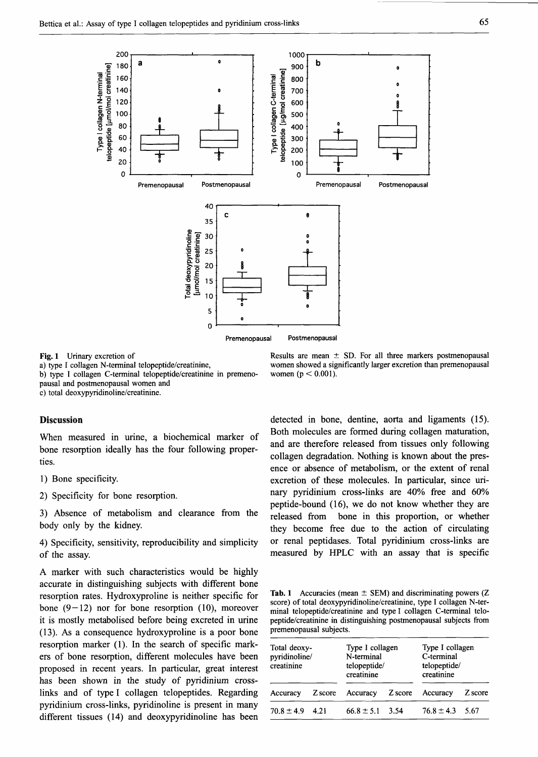Fig. 1 Urinary excretion of
a) type I collagen N-terminal telopeptide/creatinine,
b) type I collagen C-terminal telopeptide/creatinine in premenopausal and postmenopausal women and
c) total deoxypyridinoline/creatinine.

Results are mean ± SD. For all three markers postmenopausal women showed a significantly larger excretion than premenopausal women ($p < 0.001$).

## Discussion

When measured in urine, a biochemical marker of bone resorption ideally has the four following properties.

1) Bone specificity.

2) Specificity for bone resorption.

3) Absence of metabolism and clearance from the body only by the kidney.

4) Specificity, sensitivity, reproducibility and simplicity of the assay.

A marker with such characteristics would be highly accurate in distinguishing subjects with different bone resorption rates. Hydroxyproline is neither specific for bone (9–12) nor for bone resorption (10), moreover it is mostly metabolised before being excreted in urine (13). As a consequence hydroxyproline is a poor bone resorption marker (1). In the search of specific markers of bone resorption, different molecules have been proposed in recent years. In particular, great interest has been shown in the study of pyridinium cross-links and of type I collagen telopeptides. Regarding pyridinium cross-links, pyridinoline is present in many different tissues (14) and deoxypyridinoline has been detected in bone, dentine, aorta and ligaments (15). Both molecules are formed during collagen maturation, and are therefore released from tissues only following collagen degradation. Nothing is known about the presence or absence of metabolism, or the extent of renal excretion of these molecules. In particular, since urinary pyridinium cross-links are 40% free and 60% peptide-bound (16), we do not know whether they are released from bone in this proportion, or whether they become free due to the action of circulating or renal peptidases. Total pyridinium cross-links are measured by HPLC with an assay that is specific

Tab. 1 Accuracies (mean ± SEM) and discriminating powers (Z score) of total deoxypyridinoline/creatinine, type I collagen N-terminal telopeptide/creatinine and type I collagen C-terminal telopeptide/creatinine in distinguishing postmenopausal subjects from premenopausal subjects.

| Total deoxypyridinoline/creatinine | | Type I collagen N-terminal telopeptide/creatinine | | Type I collagen C-terminal telopeptide/creatinine | |
|---|---|---|---|---|---|
| Accuracy | Z score | Accuracy | Z score | Accuracy | Z score |
| 70.8 ± 4.9 | 4.21 | 66.8 ± 5.1 | 3.54 | 76.8 ± 4.3 | 5.67 |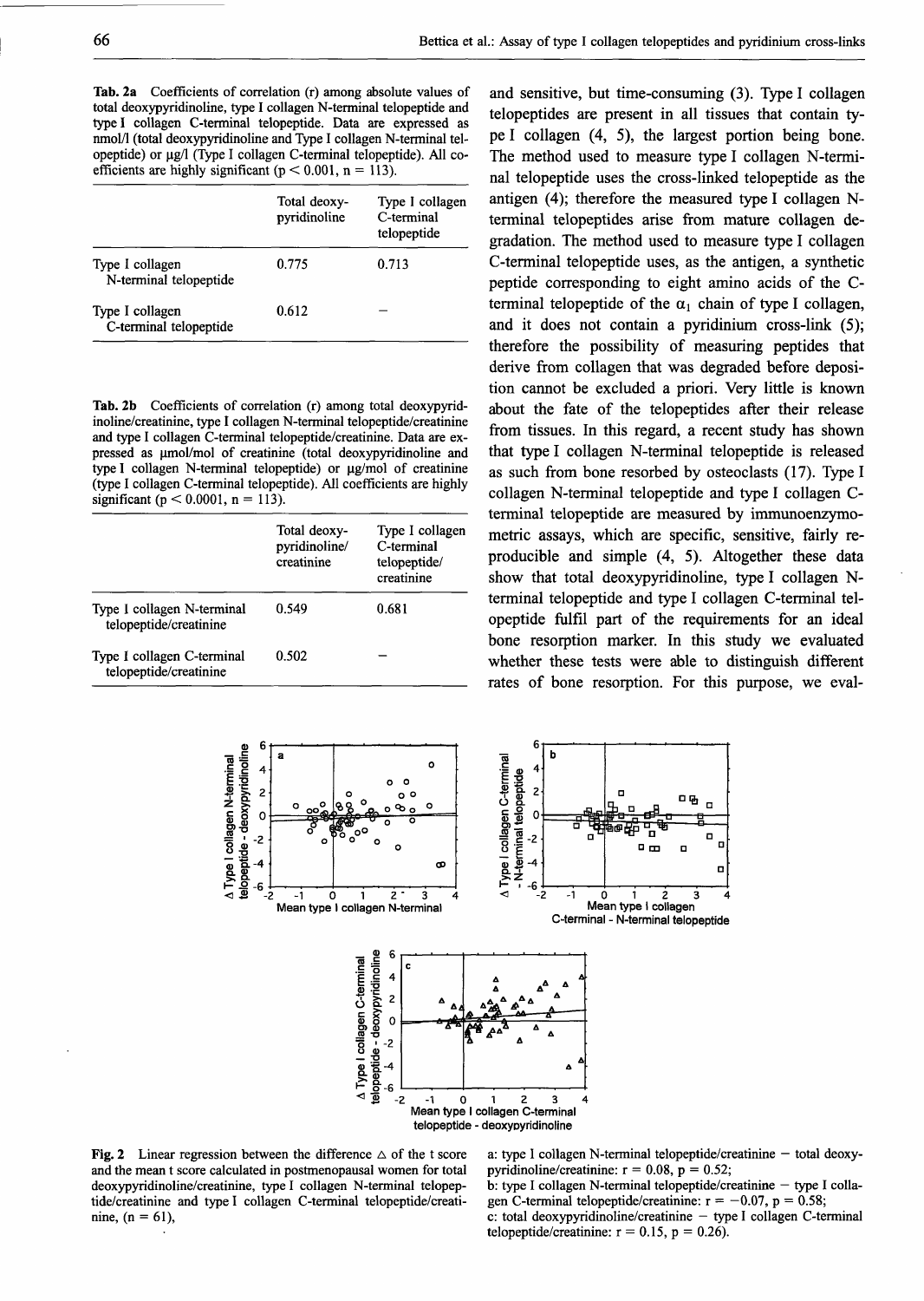**Tab. 2a** Coefficients of correlation (r) among absolute values of total deoxypyridinoline, type I collagen N-terminal telopeptide and type I collagen C-terminal telopeptide. Data are expressed as nmol/l (total deoxypyridinoline and Type I collagen N-terminal telopeptide) or µg/l (Type I collagen C-terminal telopeptide). All coefficients are highly significant ($p < 0.001$, $n = 113$).

| | Total deoxypyridinoline | Type I collagen C-terminal telopeptide |
|---|---|---|
| Type I collagen N-terminal telopeptide | 0.775 | 0.713 |
| Type I collagen C-terminal telopeptide | 0.612 | – |

**Tab. 2b** Coefficients of correlation (r) among total deoxypyridinoline/creatinine, type I collagen N-terminal telopeptide/creatinine and type I collagen C-terminal telopeptide/creatinine. Data are expressed as µmol/mol of creatinine (total deoxypyridinoline and type I collagen N-terminal telopeptide) or µg/mol of creatinine (type I collagen C-terminal telopeptide). All coefficients are highly significant ($p < 0.0001$, $n = 113$).

| | Total deoxypyridinoline/creatinine | Type I collagen C-terminal telopeptide/creatinine |
|---|---|---|
| Type I collagen N-terminal telopeptide/creatinine | 0.549 | 0.681 |
| Type I collagen C-terminal telopeptide/creatinine | 0.502 | – |

and sensitive, but time-consuming (3). Type I collagen telopeptides are present in all tissues that contain type I collagen (4, 5), the largest portion being bone. The method used to measure type I collagen N-terminal telopeptide uses the cross-linked telopeptide as the antigen (4); therefore the measured type I collagen N-terminal telopeptides arise from mature collagen degradation. The method used to measure type I collagen C-terminal telopeptide uses, as the antigen, a synthetic peptide corresponding to eight amino acids of the C-terminal telopeptide of the $\alpha_1$ chain of type I collagen, and it does not contain a pyridinium cross-link (5); therefore the possibility of measuring peptides that derive from collagen that was degraded before deposition cannot be excluded a priori. Very little is known about the fate of the telopeptides after their release from tissues. In this regard, a recent study has shown that type I collagen N-terminal telopeptide is released as such from bone resorbed by osteoclasts (17). Type I collagen N-terminal telopeptide and type I collagen C-terminal telopeptide are measured by immunoenzymometric assays, which are specific, sensitive, fairly reproducible and simple (4, 5). Altogether these data show that total deoxypyridinoline, type I collagen N-terminal telopeptide and type I collagen C-terminal telopeptide fulfil part of the requirements for an ideal bone resorption marker. In this study we evaluated whether these tests were able to distinguish different rates of bone resorption. For this purpose, we eval-

**Fig. 2** Linear regression between the difference Δ of the t score and the mean t score calculated in postmenopausal women for total deoxypyridinoline/creatinine, type I collagen N-terminal telopeptide/creatinine and type I collagen C-terminal telopeptide/creatinine, ($n = 61$),

a: type I collagen N-terminal telopeptide/creatinine – total deoxypyridinoline/creatinine: $r = 0.08$, $p = 0.52$;
b: type I collagen N-terminal telopeptide/creatinine – type I collagen C-terminal telopeptide/creatinine: $r = -0.07$, $p = 0.58$;
c: total deoxypyridinoline/creatinine – type I collagen C-terminal telopeptide/creatinine: $r = 0.15$, $p = 0.26$).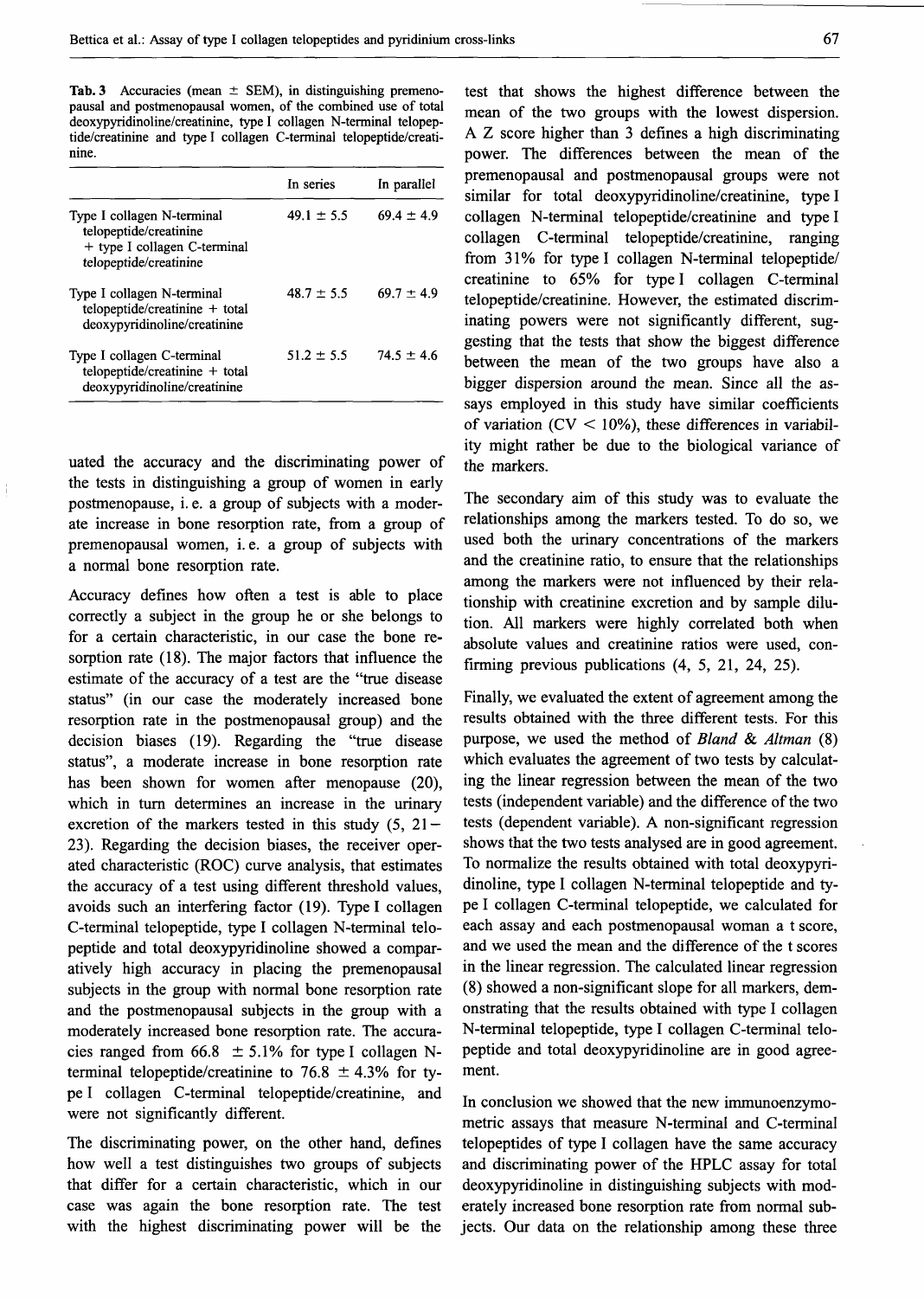Tab. 3 Accuracies (mean ± SEM), in distinguishing premenopausal and postmenopausal women, of the combined use of total deoxypyridinoline/creatinine, type I collagen N-terminal telopeptide/creatinine and type I collagen C-terminal telopeptide/creatinine.

| | In series | In parallel |
|---|---|---|
| Type I collagen N-terminal telopeptide/creatinine + type I collagen C-terminal telopeptide/creatinine | 49.1 ± 5.5 | 69.4 ± 4.9 |
| Type I collagen N-terminal telopeptide/creatinine + total deoxypyridinoline/creatinine | 48.7 ± 5.5 | 69.7 ± 4.9 |
| Type I collagen C-terminal telopeptide/creatinine + total deoxypyridinoline/creatinine | 51.2 ± 5.5 | 74.5 ± 4.6 |

uated the accuracy and the discriminating power of the tests in distinguishing a group of women in early postmenopause, i. e. a group of subjects with a moderate increase in bone resorption rate, from a group of premenopausal women, i. e. a group of subjects with a normal bone resorption rate.

Accuracy defines how often a test is able to place correctly a subject in the group he or she belongs to for a certain characteristic, in our case the bone resorption rate (18). The major factors that influence the estimate of the accuracy of a test are the "true disease status" (in our case the moderately increased bone resorption rate in the postmenopausal group) and the decision biases (19). Regarding the "true disease status", a moderate increase in bone resorption rate has been shown for women after menopause (20), which in turn determines an increase in the urinary excretion of the markers tested in this study (5, 21–23). Regarding the decision biases, the receiver operated characteristic (ROC) curve analysis, that estimates the accuracy of a test using different threshold values, avoids such an interfering factor (19). Type I collagen C-terminal telopeptide, type I collagen N-terminal telopeptide and total deoxypyridinoline showed a comparatively high accuracy in placing the premenopausal subjects in the group with normal bone resorption rate and the postmenopausal subjects in the group with a moderately increased bone resorption rate. The accuracies ranged from 66.8 ± 5.1% for type I collagen N-terminal telopeptide/creatinine to 76.8 ± 4.3% for type I collagen C-terminal telopeptide/creatinine, and were not significantly different.

The discriminating power, on the other hand, defines how well a test distinguishes two groups of subjects that differ for a certain characteristic, which in our case was again the bone resorption rate. The test with the highest discriminating power will be the test that shows the highest difference between the mean of the two groups with the lowest dispersion. A Z score higher than 3 defines a high discriminating power. The differences between the mean of the premenopausal and postmenopausal groups were not similar for total deoxypyridinoline/creatinine, type I collagen N-terminal telopeptide/creatinine and type I collagen C-terminal telopeptide/creatinine, ranging from 31% for type I collagen N-terminal telopeptide/creatinine to 65% for type I collagen C-terminal telopeptide/creatinine. However, the estimated discriminating powers were not significantly different, suggesting that the tests that show the biggest difference between the mean of the two groups have also a bigger dispersion around the mean. Since all the assays employed in this study have similar coefficients of variation (CV < 10%), these differences in variability might rather be due to the biological variance of the markers.

The secondary aim of this study was to evaluate the relationships among the markers tested. To do so, we used both the urinary concentrations of the markers and the creatinine ratio, to ensure that the relationships among the markers were not influenced by their relationship with creatinine excretion and by sample dilution. All markers were highly correlated both when absolute values and creatinine ratios were used, confirming previous publications (4, 5, 21, 24, 25).

Finally, we evaluated the extent of agreement among the results obtained with the three different tests. For this purpose, we used the method of *Bland & Altman* (8) which evaluates the agreement of two tests by calculating the linear regression between the mean of the two tests (independent variable) and the difference of the two tests (dependent variable). A non-significant regression shows that the two tests analysed are in good agreement. To normalize the results obtained with total deoxypyridinoline, type I collagen N-terminal telopeptide and type I collagen C-terminal telopeptide, we calculated for each assay and each postmenopausal woman a t score, and we used the mean and the difference of the t scores in the linear regression. The calculated linear regression (8) showed a non-significant slope for all markers, demonstrating that the results obtained with type I collagen N-terminal telopeptide, type I collagen C-terminal telopeptide and total deoxypyridinoline are in good agreement.

In conclusion we showed that the new immunoenzymometric assays that measure N-terminal and C-terminal telopeptides of type I collagen have the same accuracy and discriminating power of the HPLC assay for total deoxypyridinoline in distinguishing subjects with moderately increased bone resorption rate from normal subjects. Our data on the relationship among these three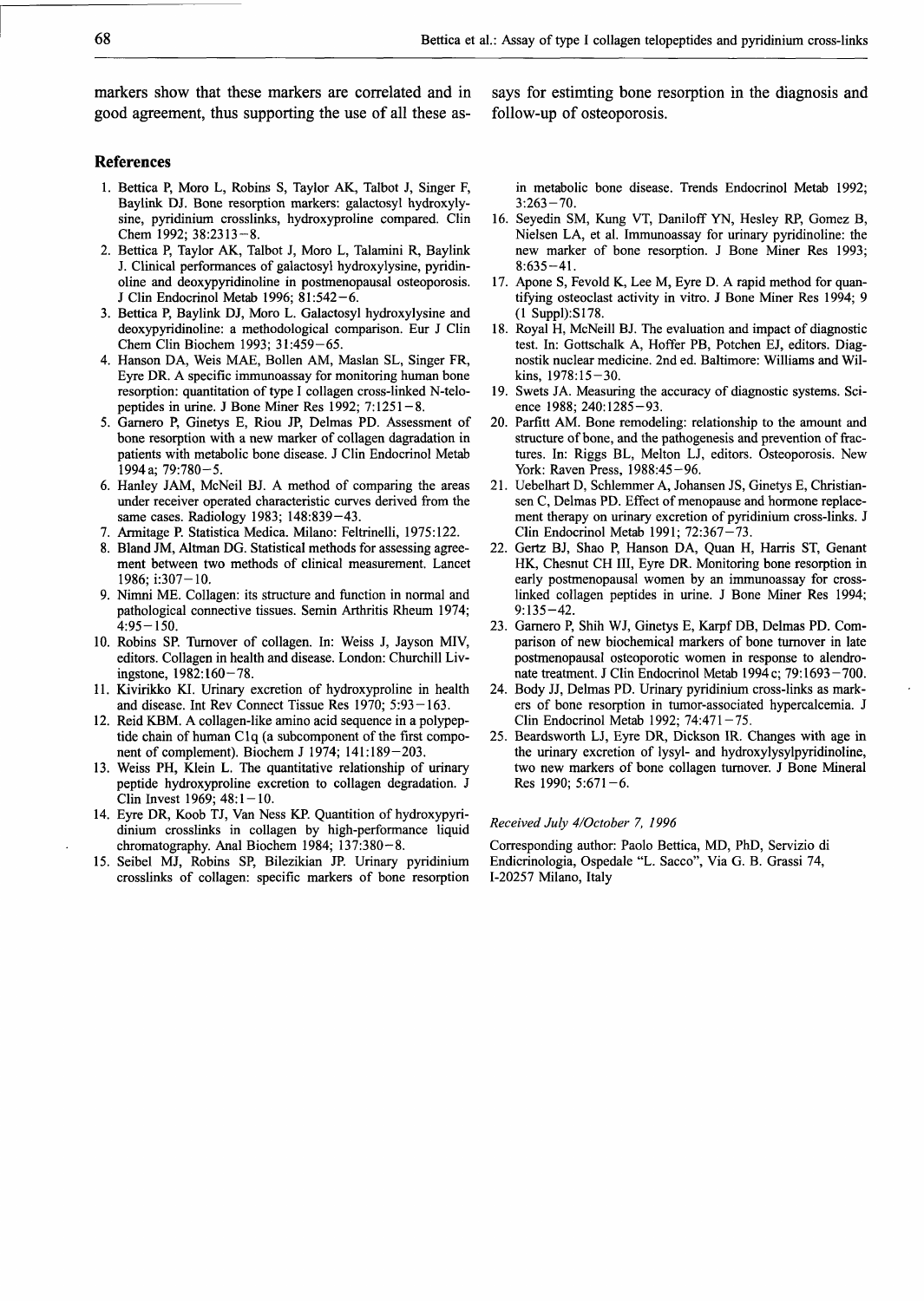markers show that these markers are correlated and in good agreement, thus supporting the use of all these assays for estimting bone resorption in the diagnosis and follow-up of osteoporosis.

## References

1. Bettica P, Moro L, Robins S, Taylor AK, Talbot J, Singer F, Baylink DJ. Bone resorption markers: galactosyl hydroxylysine, pyridinium crosslinks, hydroxyproline compared. Clin Chem 1992; 38:2313–8.
2. Bettica P, Taylor AK, Talbot J, Moro L, Talamini R, Baylink J. Clinical performances of galactosyl hydroxylysine, pyridinoline and deoxypyridinoline in postmenopausal osteoporosis. J Clin Endocrinol Metab 1996; 81:542–6.
3. Bettica P, Baylink DJ, Moro L. Galactosyl hydroxylysine and deoxypyridinoline: a methodological comparison. Eur J Clin Chem Clin Biochem 1993; 31:459–65.
4. Hanson DA, Weis MAE, Bollen AM, Maslan SL, Singer FR, Eyre DR. A specific immunoassay for monitoring human bone resorption: quantitation of type I collagen cross-linked N-telopeptides in urine. J Bone Miner Res 1992; 7:1251–8.
5. Garnero P, Ginetys E, Riou JP, Delmas PD. Assessment of bone resorption with a new marker of collagen dagradation in patients with metabolic bone disease. J Clin Endocrinol Metab 1994 a; 79:780–5.
6. Hanley JAM, McNeil BJ. A method of comparing the areas under receiver operated characteristic curves derived from the same cases. Radiology 1983; 148:839–43.
7. Armitage P. Statistica Medica. Milano: Feltrinelli, 1975:122.
8. Bland JM, Altman DG. Statistical methods for assessing agreement between two methods of clinical measurement. Lancet 1986; i:307–10.
9. Nimni ME. Collagen: its structure and function in normal and pathological connective tissues. Semin Arthritis Rheum 1974; 4:95–150.
10. Robins SP. Turnover of collagen. In: Weiss J, Jayson MIV, editors. Collagen in health and disease. London: Churchill Livingstone, 1982:160–78.
11. Kivirikko KI. Urinary excretion of hydroxyproline in health and disease. Int Rev Connect Tissue Res 1970; 5:93–163.
12. Reid KBM. A collagen-like amino acid sequence in a polypeptide chain of human C1q (a subcomponent of the first component of complement). Biochem J 1974; 141:189–203.
13. Weiss PH, Klein L. The quantitative relationship of urinary peptide hydroxyproline excretion to collagen degradation. J Clin Invest 1969; 48:1–10.
14. Eyre DR, Koob TJ, Van Ness KP. Quantition of hydroxypyridinium crosslinks in collagen by high-performance liquid chromatography. Anal Biochem 1984; 137:380–8.
15. Seibel MJ, Robins SP, Bilezikian JP. Urinary pyridinium crosslinks of collagen: specific markers of bone resorption in metabolic bone disease. Trends Endocrinol Metab 1992; 3:263–70.
16. Seyedin SM, Kung VT, Daniloff YN, Hesley RP, Gomez B, Nielsen LA, et al. Immunoassay for urinary pyridinoline: the new marker of bone resorption. J Bone Miner Res 1993; 8:635–41.
17. Apone S, Fevold K, Lee M, Eyre D. A rapid method for quantifying osteoclast activity in vitro. J Bone Miner Res 1994; 9 (1 Suppl):S178.
18. Royal H, McNeill BJ. The evaluation and impact of diagnostic test. In: Gottschalk A, Hoffer PB, Potchen EJ, editors. Diagnostik nuclear medicine. 2nd ed. Baltimore: Williams and Wilkins, 1978:15–30.
19. Swets JA. Measuring the accuracy of diagnostic systems. Science 1988; 240:1285–93.
20. Parfitt AM. Bone remodeling: relationship to the amount and structure of bone, and the pathogenesis and prevention of fractures. In: Riggs BL, Melton LJ, editors. Osteoporosis. New York: Raven Press, 1988:45–96.
21. Uebelhart D, Schlemmer A, Johansen JS, Ginetys E, Christiansen C, Delmas PD. Effect of menopause and hormone replacement therapy on urinary excretion of pyridinium cross-links. J Clin Endocrinol Metab 1991; 72:367–73.
22. Gertz BJ, Shao P, Hanson DA, Quan H, Harris ST, Genant HK, Chesnut CH III, Eyre DR. Monitoring bone resorption in early postmenopausal women by an immunoassay for cross-linked collagen peptides in urine. J Bone Miner Res 1994; 9:135–42.
23. Garnero P, Shih WJ, Ginetys E, Karpf DB, Delmas PD. Comparison of new biochemical markers of bone turnover in late postmenopausal osteoporotic women in response to alendronate treatment. J Clin Endocrinol Metab 1994 c; 79:1693–700.
24. Body JJ, Delmas PD. Urinary pyridinium cross-links as markers of bone resorption in tumor-associated hypercalcemia. J Clin Endocrinol Metab 1992; 74:471–75.
25. Beardsworth LJ, Eyre DR, Dickson IR. Changes with age in the urinary excretion of lysyl- and hydroxylysylpyridinoline, two new markers of bone collagen turnover. J Bone Mineral Res 1990; 5:671–6.

*Received July 4/October 7, 1996*

Corresponding author: Paolo Bettica, MD, PhD, Servizio di Endicrinologia, Ospedale "L. Sacco", Via G. B. Grassi 74, I-20257 Milano, Italy